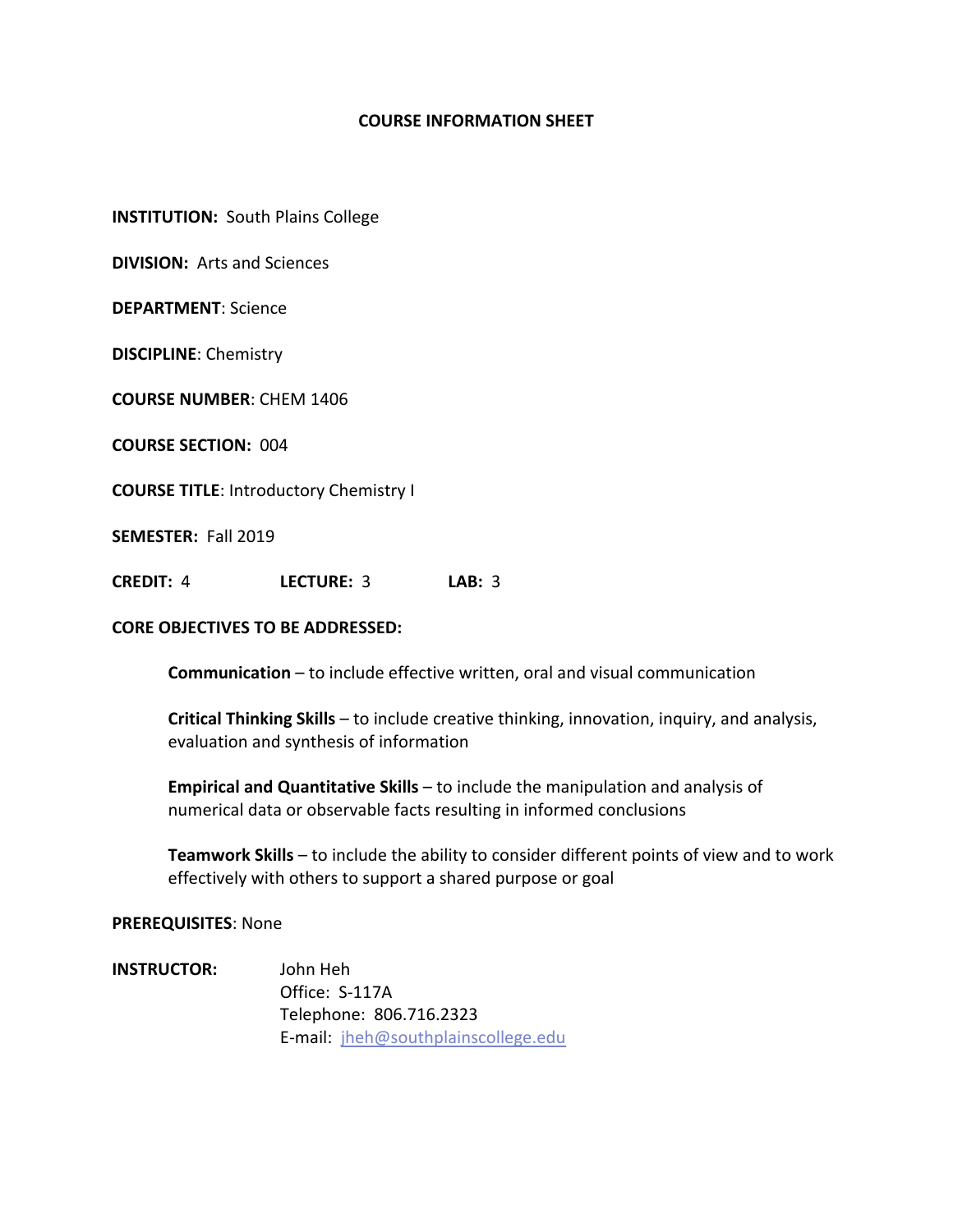# COURSE INFORMATION SHEET

**INSTITUTION:** South Plains College

**DIVISION:** Arts and Sciences

**DEPARTMENT**: Science

**DISCIPLINE**: Chemistry

**COURSE NUMBER**: CHEM 1406

**COURSE SECTION:** 004

**COURSE TITLE**: Introductory Chemistry I

**SEMESTER:** Fall 2019

**CREDIT:** 4 **LECTURE:** 3 **LAB:** 3

**CORE OBJECTIVES TO BE ADDRESSED:**

**Communication** – to include effective written, oral and visual communication

**Critical Thinking Skills** – to include creative thinking, innovation, inquiry, and analysis, evaluation and synthesis of information

**Empirical and Quantitative Skills** – to include the manipulation and analysis of numerical data or observable facts resulting in informed conclusions

**Teamwork Skills** – to include the ability to consider different points of view and to work effectively with others to support a shared purpose or goal

**PREREQUISITES**: None

**INSTRUCTOR:** John Heh
Office: S-117A
Telephone: 806.716.2323
E-mail: jheh@southplainscollege.edu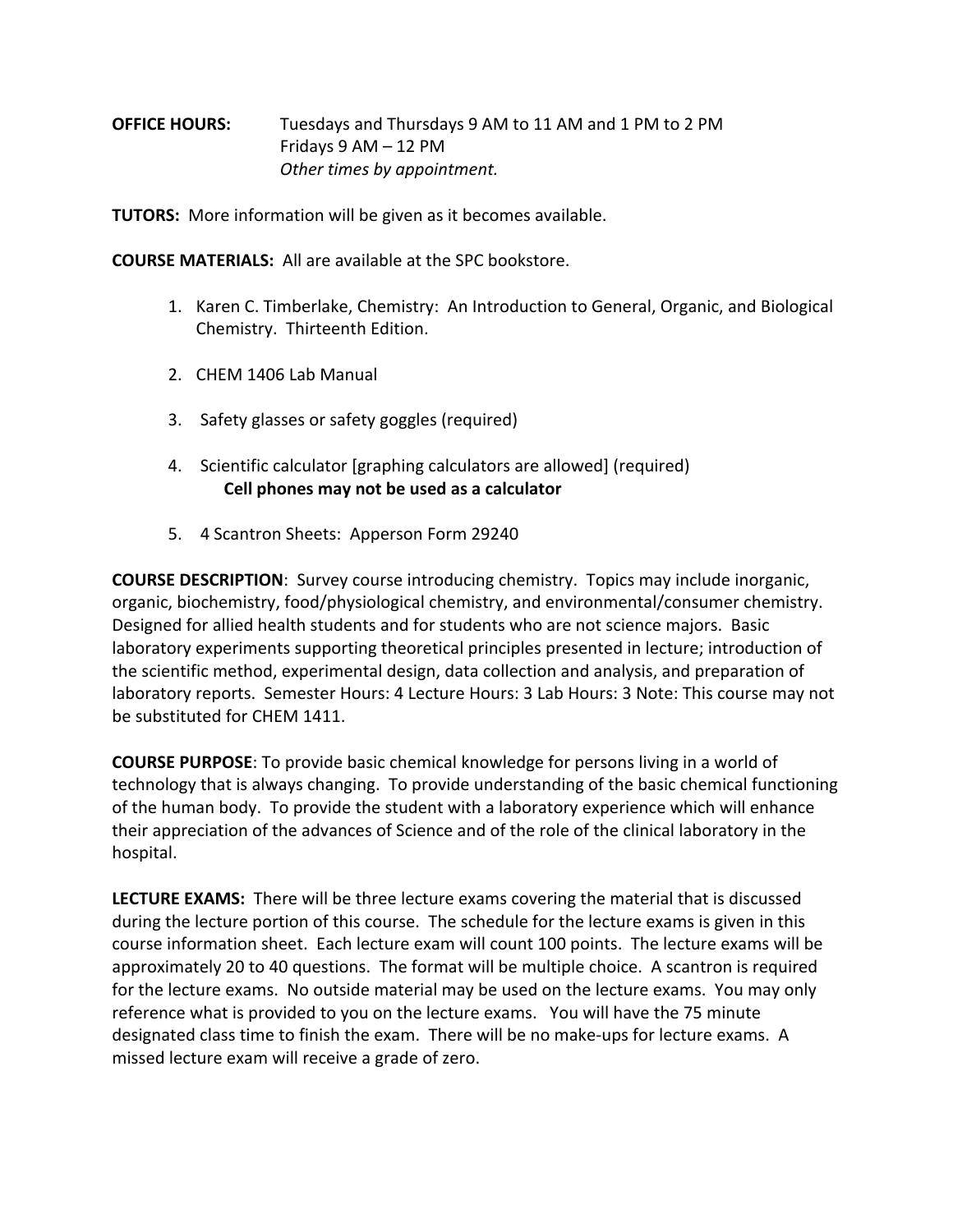**OFFICE HOURS:** Tuesdays and Thursdays 9 AM to 11 AM and 1 PM to 2 PM
Fridays 9 AM – 12 PM
*Other times by appointment.*

**TUTORS:** More information will be given as it becomes available.

**COURSE MATERIALS:** All are available at the SPC bookstore.

1. Karen C. Timberlake, Chemistry: An Introduction to General, Organic, and Biological Chemistry. Thirteenth Edition.

2. CHEM 1406 Lab Manual

3. Safety glasses or safety goggles (required)

4. Scientific calculator [graphing calculators are allowed] (required)
   **Cell phones may not be used as a calculator**

5. 4 Scantron Sheets: Apperson Form 29240

**COURSE DESCRIPTION**: Survey course introducing chemistry. Topics may include inorganic, organic, biochemistry, food/physiological chemistry, and environmental/consumer chemistry. Designed for allied health students and for students who are not science majors. Basic laboratory experiments supporting theoretical principles presented in lecture; introduction of the scientific method, experimental design, data collection and analysis, and preparation of laboratory reports. Semester Hours: 4 Lecture Hours: 3 Lab Hours: 3 Note: This course may not be substituted for CHEM 1411.

**COURSE PURPOSE**: To provide basic chemical knowledge for persons living in a world of technology that is always changing. To provide understanding of the basic chemical functioning of the human body. To provide the student with a laboratory experience which will enhance their appreciation of the advances of Science and of the role of the clinical laboratory in the hospital.

**LECTURE EXAMS:** There will be three lecture exams covering the material that is discussed during the lecture portion of this course. The schedule for the lecture exams is given in this course information sheet. Each lecture exam will count 100 points. The lecture exams will be approximately 20 to 40 questions. The format will be multiple choice. A scantron is required for the lecture exams. No outside material may be used on the lecture exams. You may only reference what is provided to you on the lecture exams. You will have the 75 minute designated class time to finish the exam. There will be no make-ups for lecture exams. A missed lecture exam will receive a grade of zero.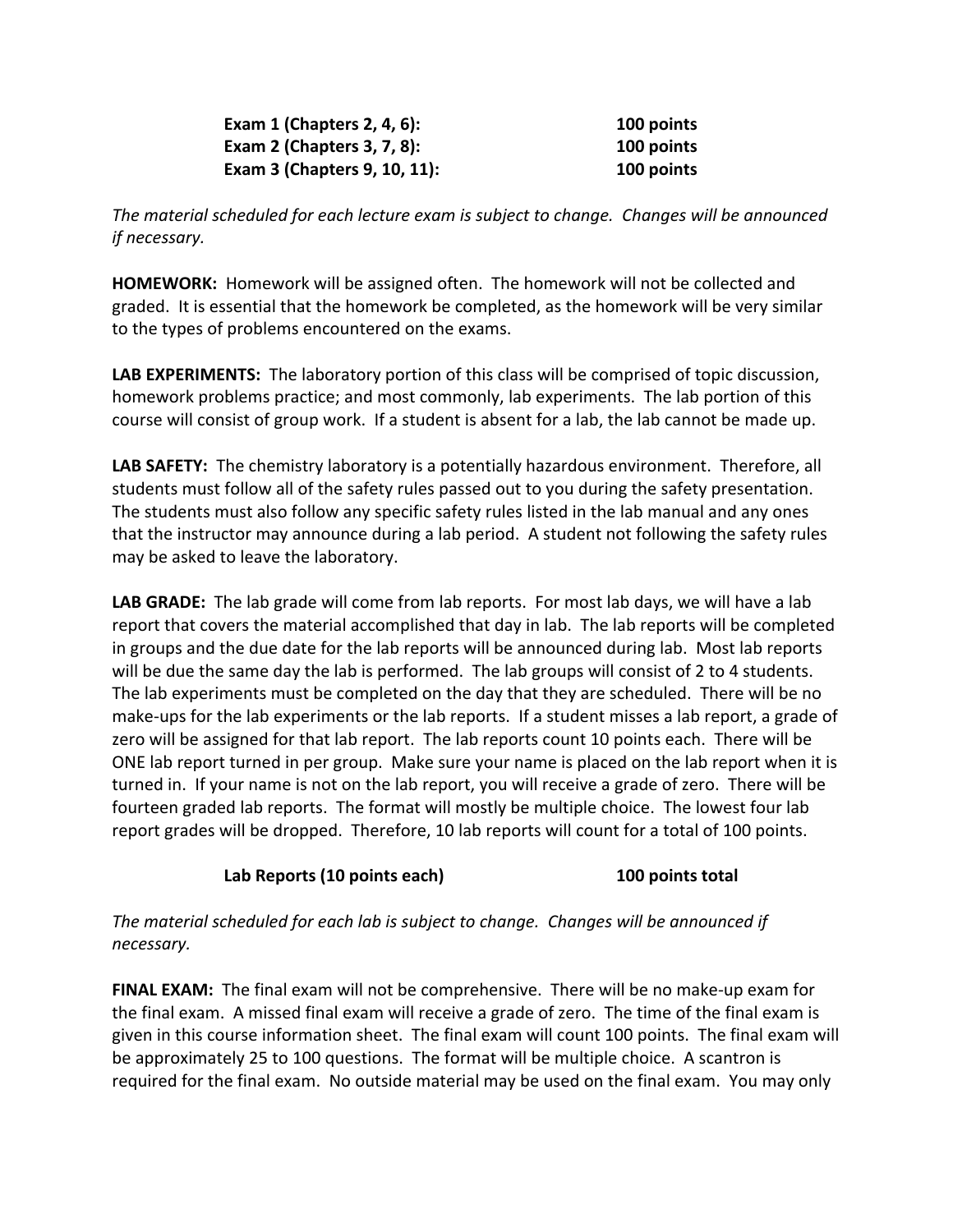| | |
|---|---|
| **Exam 1 (Chapters 2, 4, 6):** | **100 points** |
| **Exam 2 (Chapters 3, 7, 8):** | **100 points** |
| **Exam 3 (Chapters 9, 10, 11):** | **100 points** |

*The material scheduled for each lecture exam is subject to change. Changes will be announced if necessary.*

**HOMEWORK:** Homework will be assigned often. The homework will not be collected and graded. It is essential that the homework be completed, as the homework will be very similar to the types of problems encountered on the exams.

**LAB EXPERIMENTS:** The laboratory portion of this class will be comprised of topic discussion, homework problems practice; and most commonly, lab experiments. The lab portion of this course will consist of group work. If a student is absent for a lab, the lab cannot be made up.

**LAB SAFETY:** The chemistry laboratory is a potentially hazardous environment. Therefore, all students must follow all of the safety rules passed out to you during the safety presentation. The students must also follow any specific safety rules listed in the lab manual and any ones that the instructor may announce during a lab period. A student not following the safety rules may be asked to leave the laboratory.

**LAB GRADE:** The lab grade will come from lab reports. For most lab days, we will have a lab report that covers the material accomplished that day in lab. The lab reports will be completed in groups and the due date for the lab reports will be announced during lab. Most lab reports will be due the same day the lab is performed. The lab groups will consist of 2 to 4 students. The lab experiments must be completed on the day that they are scheduled. There will be no make-ups for the lab experiments or the lab reports. If a student misses a lab report, a grade of zero will be assigned for that lab report. The lab reports count 10 points each. There will be ONE lab report turned in per group. Make sure your name is placed on the lab report when it is turned in. If your name is not on the lab report, you will receive a grade of zero. There will be fourteen graded lab reports. The format will mostly be multiple choice. The lowest four lab report grades will be dropped. Therefore, 10 lab reports will count for a total of 100 points.

| | |
|---|---|
| **Lab Reports (10 points each)** | **100 points total** |

*The material scheduled for each lab is subject to change. Changes will be announced if necessary.*

**FINAL EXAM:** The final exam will not be comprehensive. There will be no make-up exam for the final exam. A missed final exam will receive a grade of zero. The time of the final exam is given in this course information sheet. The final exam will count 100 points. The final exam will be approximately 25 to 100 questions. The format will be multiple choice. A scantron is required for the final exam. No outside material may be used on the final exam. You may only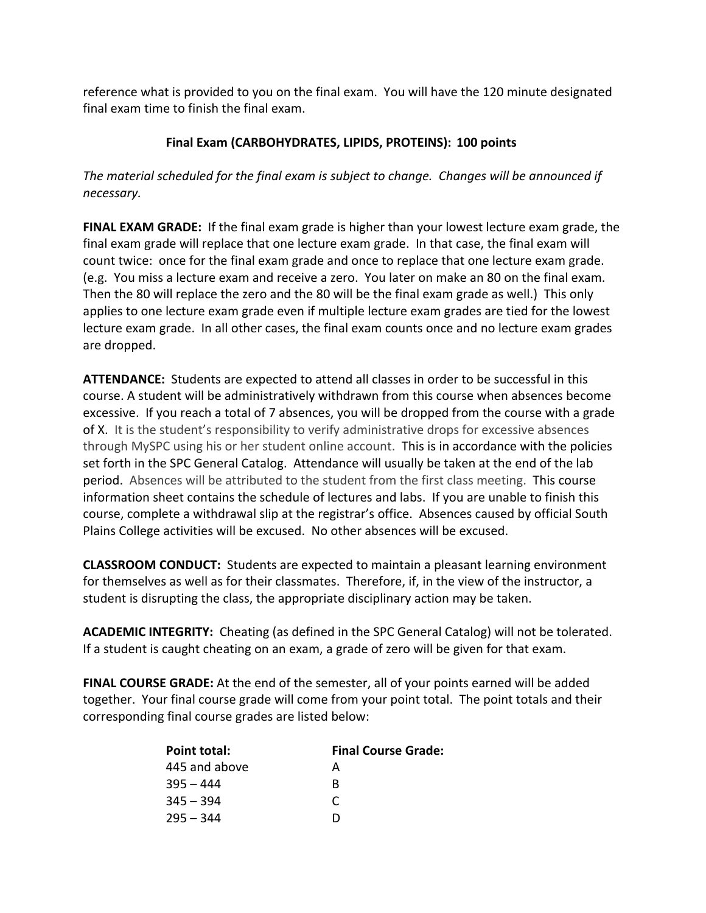reference what is provided to you on the final exam. You will have the 120 minute designated final exam time to finish the final exam.

**Final Exam (CARBOHYDRATES, LIPIDS, PROTEINS): 100 points**

*The material scheduled for the final exam is subject to change. Changes will be announced if necessary.*

**FINAL EXAM GRADE:** If the final exam grade is higher than your lowest lecture exam grade, the final exam grade will replace that one lecture exam grade. In that case, the final exam will count twice: once for the final exam grade and once to replace that one lecture exam grade. (e.g. You miss a lecture exam and receive a zero. You later on make an 80 on the final exam. Then the 80 will replace the zero and the 80 will be the final exam grade as well.) This only applies to one lecture exam grade even if multiple lecture exam grades are tied for the lowest lecture exam grade. In all other cases, the final exam counts once and no lecture exam grades are dropped.

**ATTENDANCE:** Students are expected to attend all classes in order to be successful in this course. A student will be administratively withdrawn from this course when absences become excessive. If you reach a total of 7 absences, you will be dropped from the course with a grade of X. It is the student's responsibility to verify administrative drops for excessive absences through MySPC using his or her student online account. This is in accordance with the policies set forth in the SPC General Catalog. Attendance will usually be taken at the end of the lab period. Absences will be attributed to the student from the first class meeting. This course information sheet contains the schedule of lectures and labs. If you are unable to finish this course, complete a withdrawal slip at the registrar's office. Absences caused by official South Plains College activities will be excused. No other absences will be excused.

**CLASSROOM CONDUCT:** Students are expected to maintain a pleasant learning environment for themselves as well as for their classmates. Therefore, if, in the view of the instructor, a student is disrupting the class, the appropriate disciplinary action may be taken.

**ACADEMIC INTEGRITY:** Cheating (as defined in the SPC General Catalog) will not be tolerated. If a student is caught cheating on an exam, a grade of zero will be given for that exam.

**FINAL COURSE GRADE:** At the end of the semester, all of your points earned will be added together. Your final course grade will come from your point total. The point totals and their corresponding final course grades are listed below:

| Point total: | Final Course Grade: |
|---|---|
| 445 and above | A |
| 395 – 444 | B |
| 345 – 394 | C |
| 295 – 344 | D |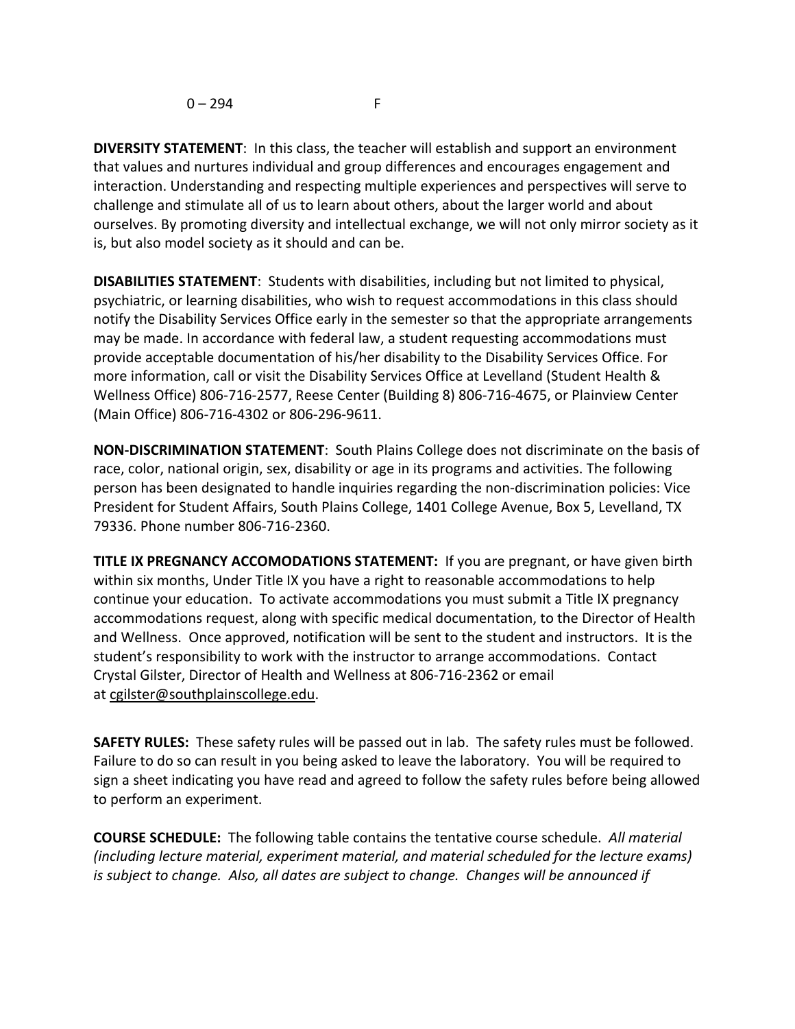| | |
|---|---|
| 0 – 294 | F |

**DIVERSITY STATEMENT**: In this class, the teacher will establish and support an environment that values and nurtures individual and group differences and encourages engagement and interaction. Understanding and respecting multiple experiences and perspectives will serve to challenge and stimulate all of us to learn about others, about the larger world and about ourselves. By promoting diversity and intellectual exchange, we will not only mirror society as it is, but also model society as it should and can be.

**DISABILITIES STATEMENT**: Students with disabilities, including but not limited to physical, psychiatric, or learning disabilities, who wish to request accommodations in this class should notify the Disability Services Office early in the semester so that the appropriate arrangements may be made. In accordance with federal law, a student requesting accommodations must provide acceptable documentation of his/her disability to the Disability Services Office. For more information, call or visit the Disability Services Office at Levelland (Student Health & Wellness Office) 806-716-2577, Reese Center (Building 8) 806-716-4675, or Plainview Center (Main Office) 806-716-4302 or 806-296-9611.

**NON-DISCRIMINATION STATEMENT**: South Plains College does not discriminate on the basis of race, color, national origin, sex, disability or age in its programs and activities. The following person has been designated to handle inquiries regarding the non-discrimination policies: Vice President for Student Affairs, South Plains College, 1401 College Avenue, Box 5, Levelland, TX 79336. Phone number 806-716-2360.

**TITLE IX PREGNANCY ACCOMODATIONS STATEMENT:** If you are pregnant, or have given birth within six months, Under Title IX you have a right to reasonable accommodations to help continue your education. To activate accommodations you must submit a Title IX pregnancy accommodations request, along with specific medical documentation, to the Director of Health and Wellness. Once approved, notification will be sent to the student and instructors. It is the student's responsibility to work with the instructor to arrange accommodations. Contact Crystal Gilster, Director of Health and Wellness at 806-716-2362 or email at cgilster@southplainscollege.edu.

**SAFETY RULES:** These safety rules will be passed out in lab. The safety rules must be followed. Failure to do so can result in you being asked to leave the laboratory. You will be required to sign a sheet indicating you have read and agreed to follow the safety rules before being allowed to perform an experiment.

**COURSE SCHEDULE:** The following table contains the tentative course schedule. *All material (including lecture material, experiment material, and material scheduled for the lecture exams) is subject to change. Also, all dates are subject to change. Changes will be announced if*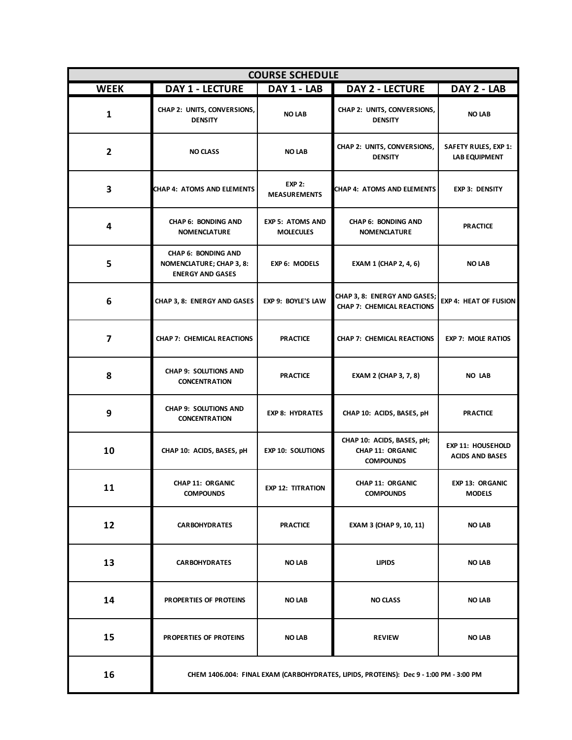| COURSE SCHEDULE | | | | |
|---|---|---|---|---|
| **WEEK** | **DAY 1 - LECTURE** | **DAY 1 - LAB** | **DAY 2 - LECTURE** | **DAY 2 - LAB** |
| 1 | CHAP 2: UNITS, CONVERSIONS, DENSITY | NO LAB | CHAP 2: UNITS, CONVERSIONS, DENSITY | NO LAB |
| 2 | NO CLASS | NO LAB | CHAP 2: UNITS, CONVERSIONS, DENSITY | SAFETY RULES, EXP 1: LAB EQUIPMENT |
| 3 | CHAP 4: ATOMS AND ELEMENTS | EXP 2: MEASUREMENTS | CHAP 4: ATOMS AND ELEMENTS | EXP 3: DENSITY |
| 4 | CHAP 6: BONDING AND NOMENCLATURE | EXP 5: ATOMS AND MOLECULES | CHAP 6: BONDING AND NOMENCLATURE | PRACTICE |
| 5 | CHAP 6: BONDING AND NOMENCLATURE; CHAP 3, 8: ENERGY AND GASES | EXP 6: MODELS | EXAM 1 (CHAP 2, 4, 6) | NO LAB |
| 6 | CHAP 3, 8: ENERGY AND GASES | EXP 9: BOYLE'S LAW | CHAP 3, 8: ENERGY AND GASES; CHAP 7: CHEMICAL REACTIONS | EXP 4: HEAT OF FUSION |
| 7 | CHAP 7: CHEMICAL REACTIONS | PRACTICE | CHAP 7: CHEMICAL REACTIONS | EXP 7: MOLE RATIOS |
| 8 | CHAP 9: SOLUTIONS AND CONCENTRATION | PRACTICE | EXAM 2 (CHAP 3, 7, 8) | NO LAB |
| 9 | CHAP 9: SOLUTIONS AND CONCENTRATION | EXP 8: HYDRATES | CHAP 10: ACIDS, BASES, pH | PRACTICE |
| 10 | CHAP 10: ACIDS, BASES, pH | EXP 10: SOLUTIONS | CHAP 10: ACIDS, BASES, pH; CHAP 11: ORGANIC COMPOUNDS | EXP 11: HOUSEHOLD ACIDS AND BASES |
| 11 | CHAP 11: ORGANIC COMPOUNDS | EXP 12: TITRATION | CHAP 11: ORGANIC COMPOUNDS | EXP 13: ORGANIC MODELS |
| 12 | CARBOHYDRATES | PRACTICE | EXAM 3 (CHAP 9, 10, 11) | NO LAB |
| 13 | CARBOHYDRATES | NO LAB | LIPIDS | NO LAB |
| 14 | PROPERTIES OF PROTEINS | NO LAB | NO CLASS | NO LAB |
| 15 | PROPERTIES OF PROTEINS | NO LAB | REVIEW | NO LAB |
| 16 | CHEM 1406.004: FINAL EXAM (CARBOHYDRATES, LIPIDS, PROTEINS): Dec 9 - 1:00 PM - 3:00 PM | | | |